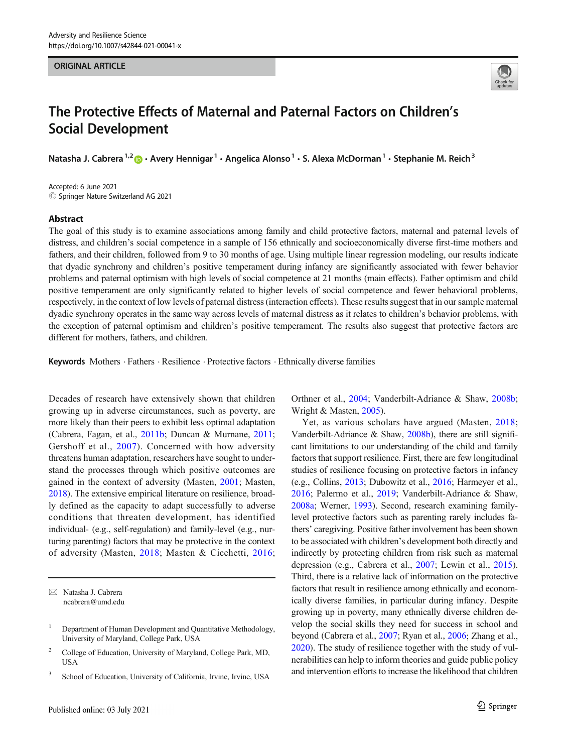ORIGINAL ARTICLE

# The Protective Effects of Maternal and Paternal Factors on Children's Social Development

Natasha J. Cabrera[1,2] · Avery Hennigar[1] · Angelica Alonso[1] · S. Alexa McDorman[1] · Stephanie M. Reich[3]

Accepted: 6 June 2021
© Springer Nature Switzerland AG 2021

## Abstract

The goal of this study is to examine associations among family and child protective factors, maternal and paternal levels of distress, and children's social competence in a sample of 156 ethnically and socioeconomically diverse first-time mothers and fathers, and their children, followed from 9 to 30 months of age. Using multiple linear regression modeling, our results indicate that dyadic synchrony and children's positive temperament during infancy are significantly associated with fewer behavior problems and paternal optimism with high levels of social competence at 21 months (main effects). Father optimism and child positive temperament are only significantly related to higher levels of social competence and fewer behavioral problems, respectively, in the context of low levels of paternal distress (interaction effects). These results suggest that in our sample maternal dyadic synchrony operates in the same way across levels of maternal distress as it relates to children's behavior problems, with the exception of paternal optimism and children's positive temperament. The results also suggest that protective factors are different for mothers, fathers, and children.

**Keywords** Mothers · Fathers · Resilience · Protective factors · Ethnically diverse families

Decades of research have extensively shown that children growing up in adverse circumstances, such as poverty, are more likely than their peers to exhibit less optimal adaptation (Cabrera, Fagan, et al., 2011b; Duncan & Murnane, 2011; Gershoff et al., 2007). Concerned with how adversity threatens human adaptation, researchers have sought to understand the processes through which positive outcomes are gained in the context of adversity (Masten, 2001; Masten, 2018). The extensive empirical literature on resilience, broadly defined as the capacity to adapt successfully to adverse conditions that threaten development, has identified individual- (e.g., self-regulation) and family-level (e.g., nurturing parenting) factors that may be protective in the context of adversity (Masten, 2018; Masten & Cicchetti, 2016; Orthner et al., 2004; Vanderbilt-Adriance & Shaw, 2008b; Wright & Masten, 2005).

Yet, as various scholars have argued (Masten, 2018; Vanderbilt-Adriance & Shaw, 2008b), there are still significant limitations to our understanding of the child and family factors that support resilience. First, there are few longitudinal studies of resilience focusing on protective factors in infancy (e.g., Collins, 2013; Dubowitz et al., 2016; Harmeyer et al., 2016; Palermo et al., 2019; Vanderbilt-Adriance & Shaw, 2008a; Werner, 1993). Second, research examining family-level protective factors such as parenting rarely includes fathers' caregiving. Positive father involvement has been shown to be associated with children's development both directly and indirectly by protecting children from risk such as maternal depression (e.g., Cabrera et al., 2007; Lewin et al., 2015). Third, there is a relative lack of information on the protective factors that result in resilience among ethnically and economically diverse families, in particular during infancy. Despite growing up in poverty, many ethnically diverse children develop the social skills they need for success in school and beyond (Cabrera et al., 2007; Ryan et al., 2006; Zhang et al., 2020). The study of resilience together with the study of vulnerabilities can help to inform theories and guide public policy and intervention efforts to increase the likelihood that children

✉ Natasha J. Cabrera
ncabrera@umd.edu

[1] Department of Human Development and Quantitative Methodology, University of Maryland, College Park, USA

[2] College of Education, University of Maryland, College Park, MD, USA

[3] School of Education, University of California, Irvine, Irvine, USA

Published online: 03 July 2021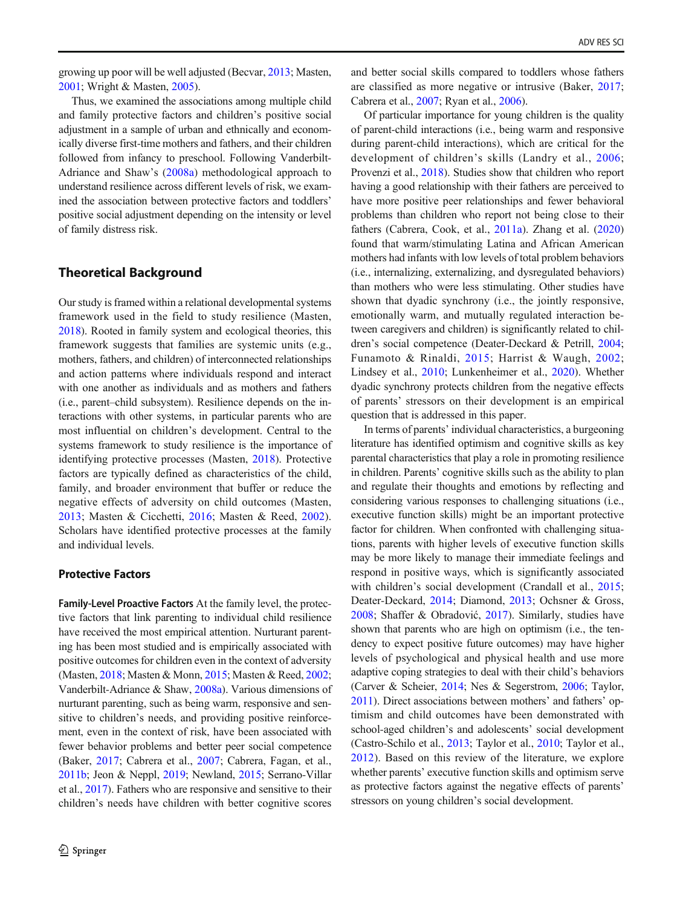growing up poor will be well adjusted (Becvar, 2013; Masten, 2001; Wright & Masten, 2005).

Thus, we examined the associations among multiple child and family protective factors and children's positive social adjustment in a sample of urban and ethnically and economically diverse first-time mothers and fathers, and their children followed from infancy to preschool. Following Vanderbilt-Adriance and Shaw's (2008a) methodological approach to understand resilience across different levels of risk, we examined the association between protective factors and toddlers' positive social adjustment depending on the intensity or level of family distress risk.

## Theoretical Background

Our study is framed within a relational developmental systems framework used in the field to study resilience (Masten, 2018). Rooted in family system and ecological theories, this framework suggests that families are systemic units (e.g., mothers, fathers, and children) of interconnected relationships and action patterns where individuals respond and interact with one another as individuals and as mothers and fathers (i.e., parent–child subsystem). Resilience depends on the interactions with other systems, in particular parents who are most influential on children's development. Central to the systems framework to study resilience is the importance of identifying protective processes (Masten, 2018). Protective factors are typically defined as characteristics of the child, family, and broader environment that buffer or reduce the negative effects of adversity on child outcomes (Masten, 2013; Masten & Cicchetti, 2016; Masten & Reed, 2002). Scholars have identified protective processes at the family and individual levels.

### Protective Factors

**Family-Level Proactive Factors** At the family level, the protective factors that link parenting to individual child resilience have received the most empirical attention. Nurturant parenting has been most studied and is empirically associated with positive outcomes for children even in the context of adversity (Masten, 2018; Masten & Monn, 2015; Masten & Reed, 2002; Vanderbilt-Adriance & Shaw, 2008a). Various dimensions of nurturant parenting, such as being warm, responsive and sensitive to children's needs, and providing positive reinforcement, even in the context of risk, have been associated with fewer behavior problems and better peer social competence (Baker, 2017; Cabrera et al., 2007; Cabrera, Fagan, et al., 2011b; Jeon & Neppl, 2019; Newland, 2015; Serrano-Villar et al., 2017). Fathers who are responsive and sensitive to their children's needs have children with better cognitive scores and better social skills compared to toddlers whose fathers are classified as more negative or intrusive (Baker, 2017; Cabrera et al., 2007; Ryan et al., 2006).

Of particular importance for young children is the quality of parent-child interactions (i.e., being warm and responsive during parent-child interactions), which are critical for the development of children's skills (Landry et al., 2006; Provenzi et al., 2018). Studies show that children who report having a good relationship with their fathers are perceived to have more positive peer relationships and fewer behavioral problems than children who report not being close to their fathers (Cabrera, Cook, et al., 2011a). Zhang et al. (2020) found that warm/stimulating Latina and African American mothers had infants with low levels of total problem behaviors (i.e., internalizing, externalizing, and dysregulated behaviors) than mothers who were less stimulating. Other studies have shown that dyadic synchrony (i.e., the jointly responsive, emotionally warm, and mutually regulated interaction between caregivers and children) is significantly related to children's social competence (Deater-Deckard & Petrill, 2004; Funamoto & Rinaldi, 2015; Harrist & Waugh, 2002; Lindsey et al., 2010; Lunkenheimer et al., 2020). Whether dyadic synchrony protects children from the negative effects of parents' stressors on their development is an empirical question that is addressed in this paper.

In terms of parents' individual characteristics, a burgeoning literature has identified optimism and cognitive skills as key parental characteristics that play a role in promoting resilience in children. Parents' cognitive skills such as the ability to plan and regulate their thoughts and emotions by reflecting and considering various responses to challenging situations (i.e., executive function skills) might be an important protective factor for children. When confronted with challenging situations, parents with higher levels of executive function skills may be more likely to manage their immediate feelings and respond in positive ways, which is significantly associated with children's social development (Crandall et al., 2015; Deater-Deckard, 2014; Diamond, 2013; Ochsner & Gross, 2008; Shaffer & Obradović, 2017). Similarly, studies have shown that parents who are high on optimism (i.e., the tendency to expect positive future outcomes) may have higher levels of psychological and physical health and use more adaptive coping strategies to deal with their child's behaviors (Carver & Scheier, 2014; Nes & Segerstrom, 2006; Taylor, 2011). Direct associations between mothers' and fathers' optimism and child outcomes have been demonstrated with school-aged children's and adolescents' social development (Castro-Schilo et al., 2013; Taylor et al., 2010; Taylor et al., 2012). Based on this review of the literature, we explore whether parents' executive function skills and optimism serve as protective factors against the negative effects of parents' stressors on young children's social development.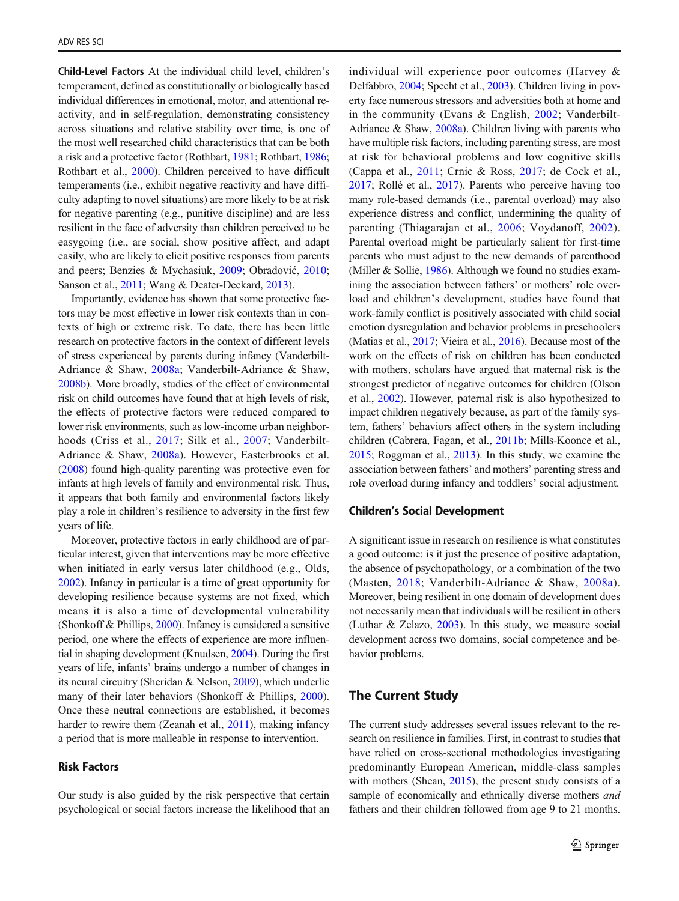**Child-Level Factors** At the individual child level, children's temperament, defined as constitutionally or biologically based individual differences in emotional, motor, and attentional reactivity, and in self-regulation, demonstrating consistency across situations and relative stability over time, is one of the most well researched child characteristics that can be both a risk and a protective factor (Rothbart, 1981; Rothbart, 1986; Rothbart et al., 2000). Children perceived to have difficult temperaments (i.e., exhibit negative reactivity and have difficulty adapting to novel situations) are more likely to be at risk for negative parenting (e.g., punitive discipline) and are less resilient in the face of adversity than children perceived to be easygoing (i.e., are social, show positive affect, and adapt easily, who are likely to elicit positive responses from parents and peers; Benzies & Mychasiuk, 2009; Obradović, 2010; Sanson et al., 2011; Wang & Deater-Deckard, 2013).

Importantly, evidence has shown that some protective factors may be most effective in lower risk contexts than in contexts of high or extreme risk. To date, there has been little research on protective factors in the context of different levels of stress experienced by parents during infancy (Vanderbilt-Adriance & Shaw, 2008a; Vanderbilt-Adriance & Shaw, 2008b). More broadly, studies of the effect of environmental risk on child outcomes have found that at high levels of risk, the effects of protective factors were reduced compared to lower risk environments, such as low-income urban neighborhoods (Criss et al., 2017; Silk et al., 2007; Vanderbilt-Adriance & Shaw, 2008a). However, Easterbrooks et al. (2008) found high-quality parenting was protective even for infants at high levels of family and environmental risk. Thus, it appears that both family and environmental factors likely play a role in children's resilience to adversity in the first few years of life.

Moreover, protective factors in early childhood are of particular interest, given that interventions may be more effective when initiated in early versus later childhood (e.g., Olds, 2002). Infancy in particular is a time of great opportunity for developing resilience because systems are not fixed, which means it is also a time of developmental vulnerability (Shonkoff & Phillips, 2000). Infancy is considered a sensitive period, one where the effects of experience are more influential in shaping development (Knudsen, 2004). During the first years of life, infants' brains undergo a number of changes in its neural circuitry (Sheridan & Nelson, 2009), which underlie many of their later behaviors (Shonkoff & Phillips, 2000). Once these neutral connections are established, it becomes harder to rewire them (Zeanah et al., 2011), making infancy a period that is more malleable in response to intervention.

### Risk Factors

Our study is also guided by the risk perspective that certain psychological or social factors increase the likelihood that an individual will experience poor outcomes (Harvey & Delfabbro, 2004; Specht et al., 2003). Children living in poverty face numerous stressors and adversities both at home and in the community (Evans & English, 2002; Vanderbilt-Adriance & Shaw, 2008a). Children living with parents who have multiple risk factors, including parenting stress, are most at risk for behavioral problems and low cognitive skills (Cappa et al., 2011; Crnic & Ross, 2017; de Cock et al., 2017; Rollé et al., 2017). Parents who perceive having too many role-based demands (i.e., parental overload) may also experience distress and conflict, undermining the quality of parenting (Thiagarajan et al., 2006; Voydanoff, 2002). Parental overload might be particularly salient for first-time parents who must adjust to the new demands of parenthood (Miller & Sollie, 1986). Although we found no studies examining the association between fathers' or mothers' role overload and children's development, studies have found that work-family conflict is positively associated with child social emotion dysregulation and behavior problems in preschoolers (Matias et al., 2017; Vieira et al., 2016). Because most of the work on the effects of risk on children has been conducted with mothers, scholars have argued that maternal risk is the strongest predictor of negative outcomes for children (Olson et al., 2002). However, paternal risk is also hypothesized to impact children negatively because, as part of the family system, fathers' behaviors affect others in the system including children (Cabrera, Fagan, et al., 2011b; Mills-Koonce et al., 2015; Roggman et al., 2013). In this study, we examine the association between fathers' and mothers' parenting stress and role overload during infancy and toddlers' social adjustment.

### Children's Social Development

A significant issue in research on resilience is what constitutes a good outcome: is it just the presence of positive adaptation, the absence of psychopathology, or a combination of the two (Masten, 2018; Vanderbilt-Adriance & Shaw, 2008a). Moreover, being resilient in one domain of development does not necessarily mean that individuals will be resilient in others (Luthar & Zelazo, 2003). In this study, we measure social development across two domains, social competence and behavior problems.

## The Current Study

The current study addresses several issues relevant to the research on resilience in families. First, in contrast to studies that have relied on cross-sectional methodologies investigating predominantly European American, middle-class samples with mothers (Shean, 2015), the present study consists of a sample of economically and ethnically diverse mothers *and* fathers and their children followed from age 9 to 21 months.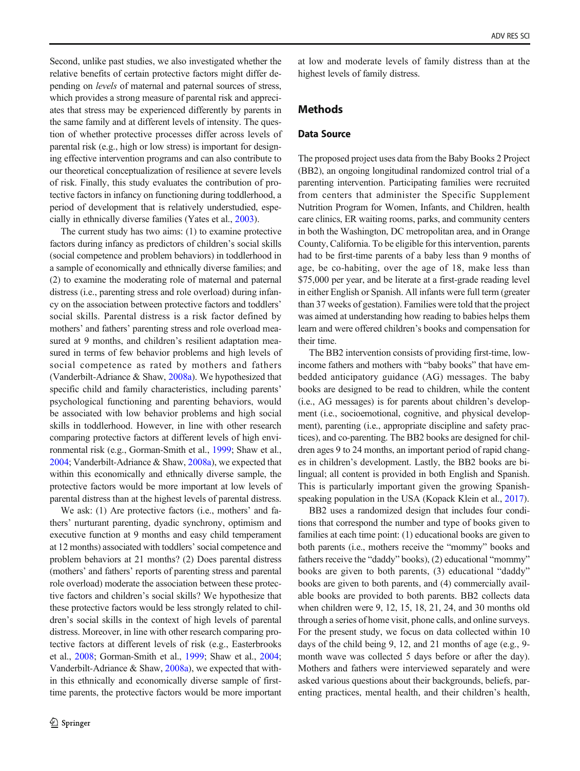Second, unlike past studies, we also investigated whether the relative benefits of certain protective factors might differ depending on *levels* of maternal and paternal sources of stress, which provides a strong measure of parental risk and appreciates that stress may be experienced differently by parents in the same family and at different levels of intensity. The question of whether protective processes differ across levels of parental risk (e.g., high or low stress) is important for designing effective intervention programs and can also contribute to our theoretical conceptualization of resilience at severe levels of risk. Finally, this study evaluates the contribution of protective factors in infancy on functioning during toddlerhood, a period of development that is relatively understudied, especially in ethnically diverse families (Yates et al., 2003).

The current study has two aims: (1) to examine protective factors during infancy as predictors of children's social skills (social competence and problem behaviors) in toddlerhood in a sample of economically and ethnically diverse families; and (2) to examine the moderating role of maternal and paternal distress (i.e., parenting stress and role overload) during infancy on the association between protective factors and toddlers' social skills. Parental distress is a risk factor defined by mothers' and fathers' parenting stress and role overload measured at 9 months, and children's resilient adaptation measured in terms of few behavior problems and high levels of social competence as rated by mothers and fathers (Vanderbilt-Adriance & Shaw, 2008a). We hypothesized that specific child and family characteristics, including parents' psychological functioning and parenting behaviors, would be associated with low behavior problems and high social skills in toddlerhood. However, in line with other research comparing protective factors at different levels of high environmental risk (e.g., Gorman-Smith et al., 1999; Shaw et al., 2004; Vanderbilt-Adriance & Shaw, 2008a), we expected that within this economically and ethnically diverse sample, the protective factors would be more important at low levels of parental distress than at the highest levels of parental distress.

We ask: (1) Are protective factors (i.e., mothers' and fathers' nurturant parenting, dyadic synchrony, optimism and executive function at 9 months and easy child temperament at 12 months) associated with toddlers' social competence and problem behaviors at 21 months? (2) Does parental distress (mothers' and fathers' reports of parenting stress and parental role overload) moderate the association between these protective factors and children's social skills? We hypothesize that these protective factors would be less strongly related to children's social skills in the context of high levels of parental distress. Moreover, in line with other research comparing protective factors at different levels of risk (e.g., Easterbrooks et al., 2008; Gorman-Smith et al., 1999; Shaw et al., 2004; Vanderbilt-Adriance & Shaw, 2008a), we expected that within this ethnically and economically diverse sample of first-time parents, the protective factors would be more important at low and moderate levels of family distress than at the highest levels of family distress.

## Methods

### Data Source

The proposed project uses data from the Baby Books 2 Project (BB2), an ongoing longitudinal randomized control trial of a parenting intervention. Participating families were recruited from centers that administer the Specific Supplement Nutrition Program for Women, Infants, and Children, health care clinics, ER waiting rooms, parks, and community centers in both the Washington, DC metropolitan area, and in Orange County, California. To be eligible for this intervention, parents had to be first-time parents of a baby less than 9 months of age, be co-habiting, over the age of 18, make less than \$75,000 per year, and be literate at a first-grade reading level in either English or Spanish. All infants were full term (greater than 37 weeks of gestation). Families were told that the project was aimed at understanding how reading to babies helps them learn and were offered children's books and compensation for their time.

The BB2 intervention consists of providing first-time, low-income fathers and mothers with "baby books" that have embedded anticipatory guidance (AG) messages. The baby books are designed to be read to children, while the content (i.e., AG messages) is for parents about children's development (i.e., socioemotional, cognitive, and physical development), parenting (i.e., appropriate discipline and safety practices), and co-parenting. The BB2 books are designed for children ages 9 to 24 months, an important period of rapid changes in children's development. Lastly, the BB2 books are bilingual; all content is provided in both English and Spanish. This is particularly important given the growing Spanish-speaking population in the USA (Kopack Klein et al., 2017).

BB2 uses a randomized design that includes four conditions that correspond the number and type of books given to families at each time point: (1) educational books are given to both parents (i.e., mothers receive the "mommy" books and fathers receive the "daddy" books), (2) educational "mommy" books are given to both parents, (3) educational "daddy" books are given to both parents, and (4) commercially available books are provided to both parents. BB2 collects data when children were 9, 12, 15, 18, 21, 24, and 30 months old through a series of home visit, phone calls, and online surveys. For the present study, we focus on data collected within 10 days of the child being 9, 12, and 21 months of age (e.g., 9-month wave was collected 5 days before or after the day). Mothers and fathers were interviewed separately and were asked various questions about their backgrounds, beliefs, parenting practices, mental health, and their children's health,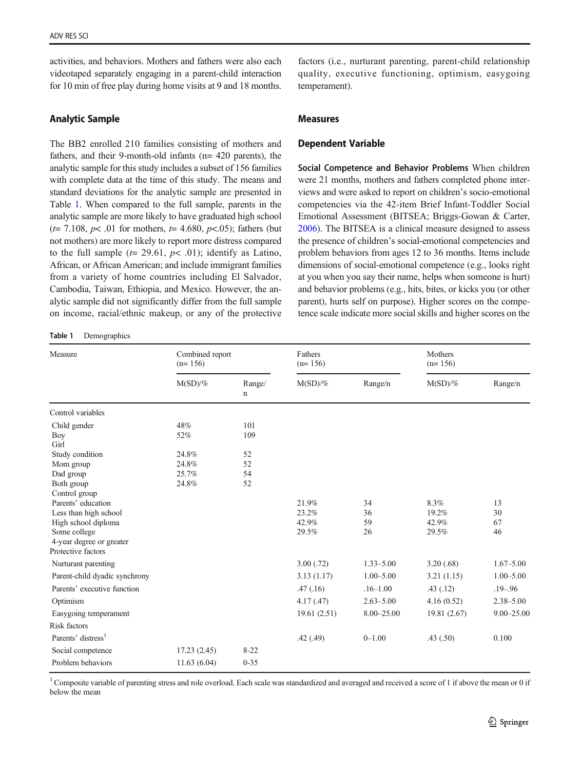activities, and behaviors. Mothers and fathers were also each videotaped separately engaging in a parent-child interaction for 10 min of free play during home visits at 9 and 18 months.

## Analytic Sample

The BB2 enrolled 210 families consisting of mothers and fathers, and their 9-month-old infants (n= 420 parents), the analytic sample for this study includes a subset of 156 families with complete data at the time of this study. The means and standard deviations for the analytic sample are presented in Table 1. When compared to the full sample, parents in the analytic sample are more likely to have graduated high school ($t$= 7.108, $p$< .01 for mothers, $t$= 4.680, $p$<.05); fathers (but not mothers) are more likely to report more distress compared to the full sample ($t$= 29.61, $p$< .01); identify as Latino, African, or African American; and include immigrant families from a variety of home countries including El Salvador, Cambodia, Taiwan, Ethiopia, and Mexico. However, the analytic sample did not significantly differ from the full sample on income, racial/ethnic makeup, or any of the protective factors (i.e., nurturant parenting, parent-child relationship quality, executive functioning, optimism, easygoing temperament).

## Measures

### Dependent Variable

**Social Competence and Behavior Problems** When children were 21 months, mothers and fathers completed phone interviews and were asked to report on children's socio-emotional competencies via the 42-item Brief Infant-Toddler Social Emotional Assessment (BITSEA; Briggs-Gowan & Carter, 2006). The BITSEA is a clinical measure designed to assess the presence of children's social-emotional competencies and problem behaviors from ages 12 to 36 months. Items include dimensions of social-emotional competence (e.g., looks right at you when you say their name, helps when someone is hurt) and behavior problems (e.g., hits, bites, or kicks you (or other parent), hurts self on purpose). Higher scores on the competence scale indicate more social skills and higher scores on the

**Table 1** Demographics

| Measure | Combined report (n= 156) | | Fathers (n= 156) | | Mothers (n= 156) | |
|---|---|---|---|---|---|---|
| | M(SD)/% | Range/n | M(SD)/% | Range/n | M(SD)/% | Range/n |
| Control variables | | | | | | |
| Child gender | | | | | | |
| Boy | 48% | 101 | | | | |
| Girl | 52% | 109 | | | | |
| Study condition | | | | | | |
| Mom group | 24.8% | 52 | | | | |
| Dad group | 24.8% | 52 | | | | |
| Both group | 25.7% | 54 | | | | |
| Control group | 24.8% | 52 | | | | |
| Parents' education | | | | | | |
| Less than high school | | | 21.9% | 34 | 8.3% | 13 |
| High school diploma | | | 23.2% | 36 | 19.2% | 30 |
| Some college | | | 42.9% | 59 | 42.9% | 67 |
| 4-year degree or greater | | | 29.5% | 26 | 29.5% | 46 |
| Protective factors | | | | | | |
| Nurturant parenting | | | 3.00 (.72) | 1.33–5.00 | 3.20 (.68) | 1.67–5.00 |
| Parent-child dyadic synchrony | | | 3.13 (1.17) | 1.00–5.00 | 3.21 (1.15) | 1.00–5.00 |
| Parents' executive function | | | .47 (.16) | .16–1.00 | .43 (.12) | .19–.96 |
| Optimism | | | 4.17 (.47) | 2.63–5.00 | 4.16 (0.52) | 2.38–5.00 |
| Easygoing temperament | | | 19.61 (2.51) | 8.00–25.00 | 19.81 (2.67) | 9.00–25.00 |
| Risk factors | | | | | | |
| Parents' distress[1] | | | .42 (.49) | 0–1.00 | .43 (.50) | 0.100 |
| Social competence | 17.23 (2.45) | 8-22 | | | | |
| Problem behaviors | 11.63 (6.04) | 0-35 | | | | |

[1] Composite variable of parenting stress and role overload. Each scale was standardized and averaged and received a score of 1 if above the mean or 0 if below the mean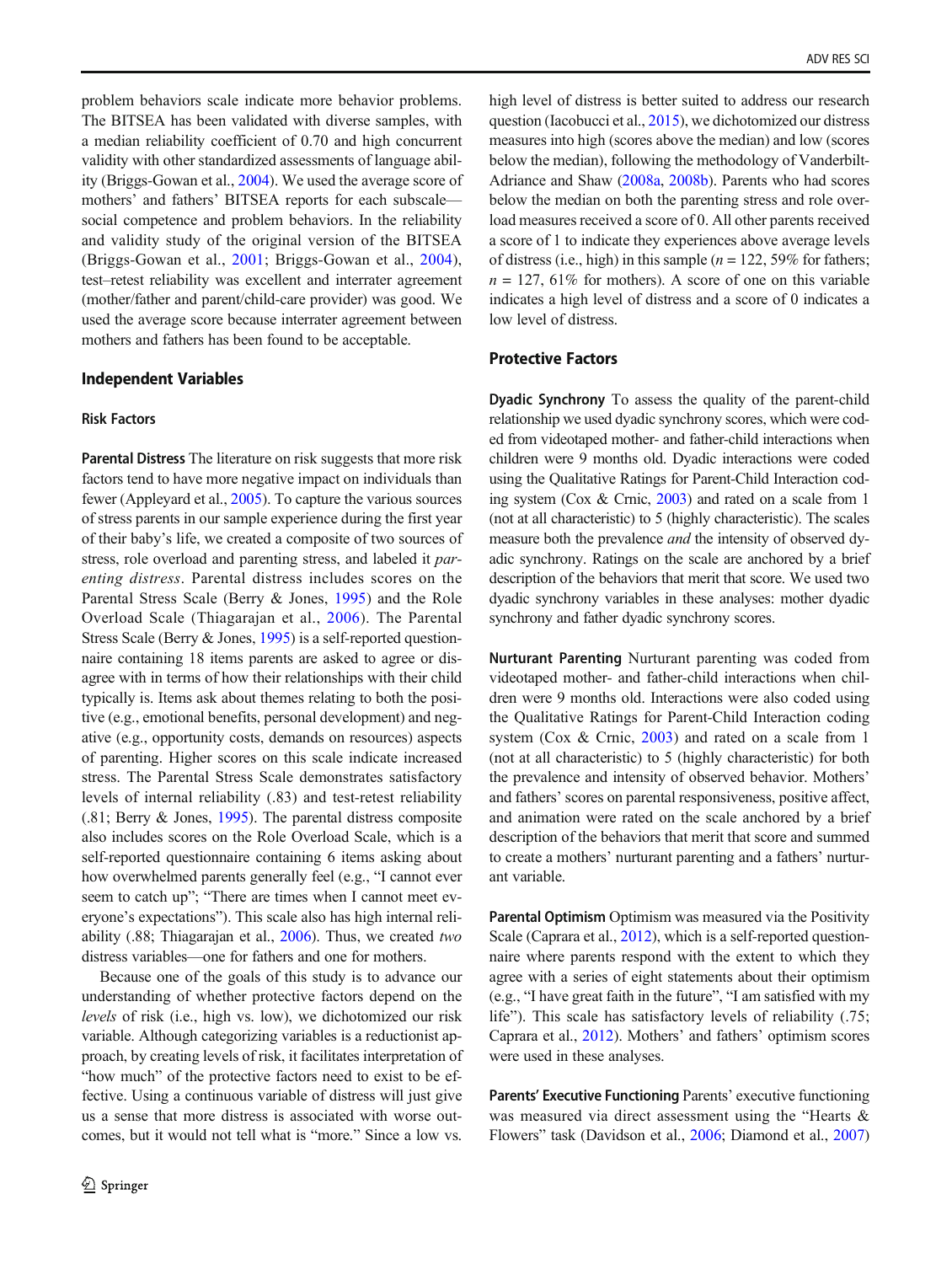problem behaviors scale indicate more behavior problems. The BITSEA has been validated with diverse samples, with a median reliability coefficient of 0.70 and high concurrent validity with other standardized assessments of language ability (Briggs-Gowan et al., 2004). We used the average score of mothers' and fathers' BITSEA reports for each subscale—social competence and problem behaviors. In the reliability and validity study of the original version of the BITSEA (Briggs-Gowan et al., 2001; Briggs-Gowan et al., 2004), test–retest reliability was excellent and interrater agreement (mother/father and parent/child-care provider) was good. We used the average score because interrater agreement between mothers and fathers has been found to be acceptable.

## Independent Variables

### Risk Factors

**Parental Distress** The literature on risk suggests that more risk factors tend to have more negative impact on individuals than fewer (Appleyard et al., 2005). To capture the various sources of stress parents in our sample experience during the first year of their baby's life, we created a composite of two sources of stress, role overload and parenting stress, and labeled it *parenting distress*. Parental distress includes scores on the Parental Stress Scale (Berry & Jones, 1995) and the Role Overload Scale (Thiagarajan et al., 2006). The Parental Stress Scale (Berry & Jones, 1995) is a self-reported questionnaire containing 18 items parents are asked to agree or disagree with in terms of how their relationships with their child typically is. Items ask about themes relating to both the positive (e.g., emotional benefits, personal development) and negative (e.g., opportunity costs, demands on resources) aspects of parenting. Higher scores on this scale indicate increased stress. The Parental Stress Scale demonstrates satisfactory levels of internal reliability (.83) and test-retest reliability (.81; Berry & Jones, 1995). The parental distress composite also includes scores on the Role Overload Scale, which is a self-reported questionnaire containing 6 items asking about how overwhelmed parents generally feel (e.g., "I cannot ever seem to catch up"; "There are times when I cannot meet everyone's expectations"). This scale also has high internal reliability (.88; Thiagarajan et al., 2006). Thus, we created *two* distress variables—one for fathers and one for mothers.

Because one of the goals of this study is to advance our understanding of whether protective factors depend on the *levels* of risk (i.e., high vs. low), we dichotomized our risk variable. Although categorizing variables is a reductionist approach, by creating levels of risk, it facilitates interpretation of "how much" of the protective factors need to exist to be effective. Using a continuous variable of distress will just give us a sense that more distress is associated with worse outcomes, but it would not tell what is "more." Since a low vs. high level of distress is better suited to address our research question (Iacobucci et al., 2015), we dichotomized our distress measures into high (scores above the median) and low (scores below the median), following the methodology of Vanderbilt-Adriance and Shaw (2008a, 2008b). Parents who had scores below the median on both the parenting stress and role overload measures received a score of 0. All other parents received a score of 1 to indicate they experiences above average levels of distress (i.e., high) in this sample ($n = 122$, 59% for fathers; $n = 127$, 61% for mothers). A score of one on this variable indicates a high level of distress and a score of 0 indicates a low level of distress.

### Protective Factors

**Dyadic Synchrony** To assess the quality of the parent-child relationship we used dyadic synchrony scores, which were coded from videotaped mother- and father-child interactions when children were 9 months old. Dyadic interactions were coded using the Qualitative Ratings for Parent-Child Interaction coding system (Cox & Crnic, 2003) and rated on a scale from 1 (not at all characteristic) to 5 (highly characteristic). The scales measure both the prevalence *and* the intensity of observed dyadic synchrony. Ratings on the scale are anchored by a brief description of the behaviors that merit that score. We used two dyadic synchrony variables in these analyses: mother dyadic synchrony and father dyadic synchrony scores.

**Nurturant Parenting** Nurturant parenting was coded from videotaped mother- and father-child interactions when children were 9 months old. Interactions were also coded using the Qualitative Ratings for Parent-Child Interaction coding system (Cox & Crnic, 2003) and rated on a scale from 1 (not at all characteristic) to 5 (highly characteristic) for both the prevalence and intensity of observed behavior. Mothers' and fathers' scores on parental responsiveness, positive affect, and animation were rated on the scale anchored by a brief description of the behaviors that merit that score and summed to create a mothers' nurturant parenting and a fathers' nurturant variable.

**Parental Optimism** Optimism was measured via the Positivity Scale (Caprara et al., 2012), which is a self-reported questionnaire where parents respond with the extent to which they agree with a series of eight statements about their optimism (e.g., "I have great faith in the future", "I am satisfied with my life"). This scale has satisfactory levels of reliability (.75; Caprara et al., 2012). Mothers' and fathers' optimism scores were used in these analyses.

**Parents' Executive Functioning** Parents' executive functioning was measured via direct assessment using the "Hearts & Flowers" task (Davidson et al., 2006; Diamond et al., 2007)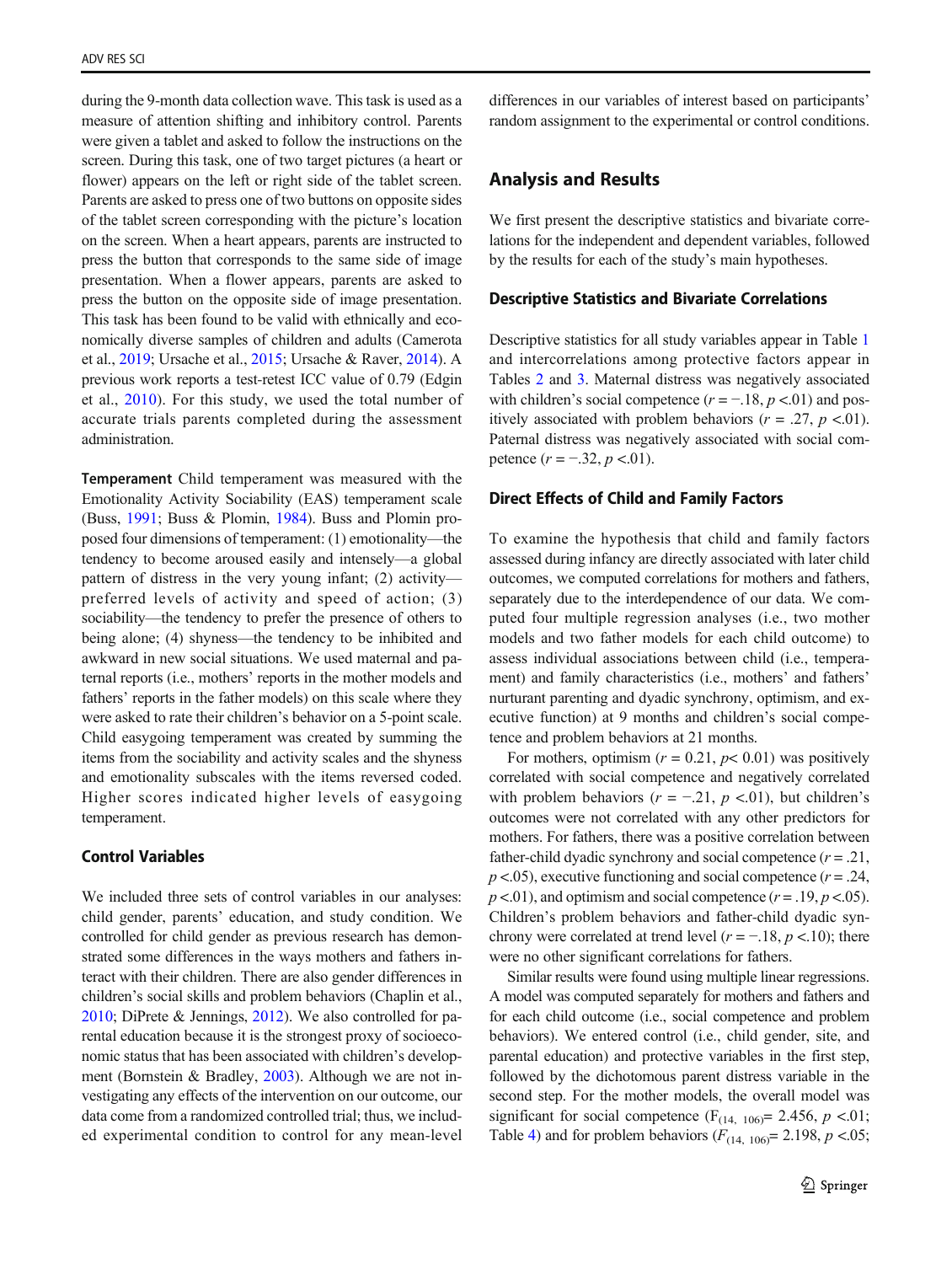during the 9-month data collection wave. This task is used as a measure of attention shifting and inhibitory control. Parents were given a tablet and asked to follow the instructions on the screen. During this task, one of two target pictures (a heart or flower) appears on the left or right side of the tablet screen. Parents are asked to press one of two buttons on opposite sides of the tablet screen corresponding with the picture's location on the screen. When a heart appears, parents are instructed to press the button that corresponds to the same side of image presentation. When a flower appears, parents are asked to press the button on the opposite side of image presentation. This task has been found to be valid with ethnically and economically diverse samples of children and adults (Camerota et al., 2019; Ursache et al., 2015; Ursache & Raver, 2014). A previous work reports a test-retest ICC value of 0.79 (Edgin et al., 2010). For this study, we used the total number of accurate trials parents completed during the assessment administration.

**Temperament** Child temperament was measured with the Emotionality Activity Sociability (EAS) temperament scale (Buss, 1991; Buss & Plomin, 1984). Buss and Plomin proposed four dimensions of temperament: (1) emotionality—the tendency to become aroused easily and intensely—a global pattern of distress in the very young infant; (2) activity—preferred levels of activity and speed of action; (3) sociability—the tendency to prefer the presence of others to being alone; (4) shyness—the tendency to be inhibited and awkward in new social situations. We used maternal and paternal reports (i.e., mothers' reports in the mother models and fathers' reports in the father models) on this scale where they were asked to rate their children's behavior on a 5-point scale. Child easygoing temperament was created by summing the items from the sociability and activity scales and the shyness and emotionality subscales with the items reversed coded. Higher scores indicated higher levels of easygoing temperament.

### Control Variables

We included three sets of control variables in our analyses: child gender, parents' education, and study condition. We controlled for child gender as previous research has demonstrated some differences in the ways mothers and fathers interact with their children. There are also gender differences in children's social skills and problem behaviors (Chaplin et al., 2010; DiPrete & Jennings, 2012). We also controlled for parental education because it is the strongest proxy of socioeconomic status that has been associated with children's development (Bornstein & Bradley, 2003). Although we are not investigating any effects of the intervention on our outcome, our data come from a randomized controlled trial; thus, we included experimental condition to control for any mean-level differences in our variables of interest based on participants' random assignment to the experimental or control conditions.

## Analysis and Results

We first present the descriptive statistics and bivariate correlations for the independent and dependent variables, followed by the results for each of the study's main hypotheses.

### Descriptive Statistics and Bivariate Correlations

Descriptive statistics for all study variables appear in Table 1 and intercorrelations among protective factors appear in Tables 2 and 3. Maternal distress was negatively associated with children's social competence ($r = -.18$, $p < .01$) and positively associated with problem behaviors ($r = .27$, $p < .01$). Paternal distress was negatively associated with social competence ($r = -.32$, $p < .01$).

### Direct Effects of Child and Family Factors

To examine the hypothesis that child and family factors assessed during infancy are directly associated with later child outcomes, we computed correlations for mothers and fathers, separately due to the interdependence of our data. We computed four multiple regression analyses (i.e., two mother models and two father models for each child outcome) to assess individual associations between child (i.e., temperament) and family characteristics (i.e., mothers' and fathers' nurturant parenting and dyadic synchrony, optimism, and executive function) at 9 months and children's social competence and problem behaviors at 21 months.

For mothers, optimism ($r = 0.21$, $p < 0.01$) was positively correlated with social competence and negatively correlated with problem behaviors ($r = -.21$, $p < .01$), but children's outcomes were not correlated with any other predictors for mothers. For fathers, there was a positive correlation between father-child dyadic synchrony and social competence ($r = .21$, $p < .05$), executive functioning and social competence ($r = .24$, $p < .01$), and optimism and social competence ($r = .19$, $p < .05$). Children's problem behaviors and father-child dyadic synchrony were correlated at trend level ($r = -.18$, $p < .10$); there were no other significant correlations for fathers.

Similar results were found using multiple linear regressions. A model was computed separately for mothers and fathers and for each child outcome (i.e., social competence and problem behaviors). We entered control (i.e., child gender, site, and parental education) and protective variables in the first step, followed by the dichotomous parent distress variable in the second step. For the mother models, the overall model was significant for social competence ($F_{(14,\ 106)} = 2.456$, $p < .01$; Table 4) and for problem behaviors ($F_{(14,\ 106)} = 2.198$, $p < .05$;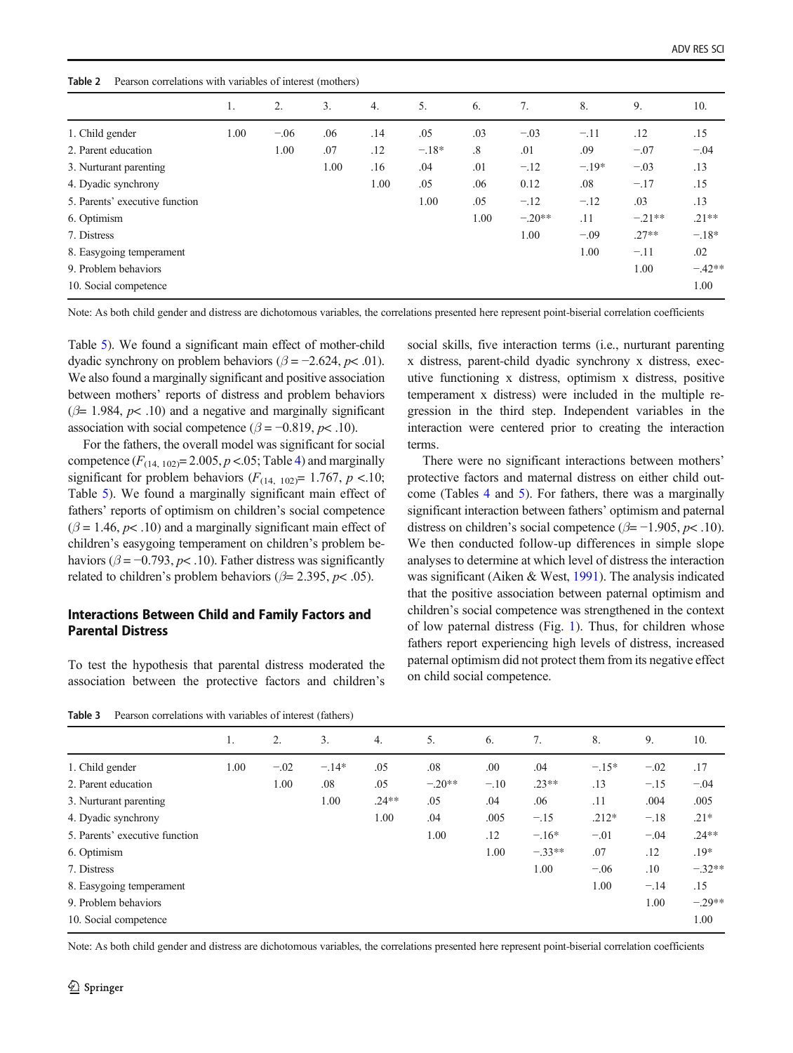Table 2 Pearson correlations with variables of interest (mothers)

| | 1. | 2. | 3. | 4. | 5. | 6. | 7. | 8. | 9. | 10. |
|---|---|---|---|---|---|---|---|---|---|---|
| 1. Child gender | 1.00 | −.06 | .06 | .14 | .05 | .03 | −.03 | −.11 | .12 | .15 |
| 2. Parent education | | 1.00 | .07 | .12 | −.18* | .8 | .01 | .09 | −.07 | −.04 |
| 3. Nurturant parenting | | | 1.00 | .16 | .04 | .01 | −.12 | −.19* | −.03 | .13 |
| 4. Dyadic synchrony | | | | 1.00 | .05 | .06 | 0.12 | .08 | −.17 | .15 |
| 5. Parents' executive function | | | | | 1.00 | .05 | −.12 | −.12 | .03 | .13 |
| 6. Optimism | | | | | | 1.00 | −.20** | .11 | −.21** | .21** |
| 7. Distress | | | | | | | 1.00 | −.09 | .27** | −.18* |
| 8. Easygoing temperament | | | | | | | | 1.00 | −.11 | .02 |
| 9. Problem behaviors | | | | | | | | | 1.00 | −.42** |
| 10. Social competence | | | | | | | | | | 1.00 |

Note: As both child gender and distress are dichotomous variables, the correlations presented here represent point-biserial correlation coefficients

Table 5). We found a significant main effect of mother-child dyadic synchrony on problem behaviors ($\beta = -2.624$, $p< .01$). We also found a marginally significant and positive association between mothers' reports of distress and problem behaviors ($\beta= 1.984$, $p< .10$) and a negative and marginally significant association with social competence ($\beta = -0.819$, $p< .10$).

For the fathers, the overall model was significant for social competence ($F_{(14,\ 102)}= 2.005$, $p <.05$; Table 4) and marginally significant for problem behaviors ($F_{(14,\ 102)}= 1.767$, $p <.10$; Table 5). We found a marginally significant main effect of fathers' reports of optimism on children's social competence ($\beta = 1.46$, $p< .10$) and a marginally significant main effect of children's easygoing temperament on children's problem behaviors ($\beta = -0.793$, $p< .10$). Father distress was significantly related to children's problem behaviors ($\beta= 2.395$, $p< .05$).

## Interactions Between Child and Family Factors and Parental Distress

To test the hypothesis that parental distress moderated the association between the protective factors and children's social skills, five interaction terms (i.e., nurturant parenting x distress, parent-child dyadic synchrony x distress, executive functioning x distress, optimism x distress, positive temperament x distress) were included in the multiple regression in the third step. Independent variables in the interaction were centered prior to creating the interaction terms.

There were no significant interactions between mothers' protective factors and maternal distress on either child outcome (Tables 4 and 5). For fathers, there was a marginally significant interaction between fathers' optimism and paternal distress on children's social competence ($\beta= -1.905$, $p< .10$). We then conducted follow-up differences in simple slope analyses to determine at which level of distress the interaction was significant (Aiken & West, 1991). The analysis indicated that the positive association between paternal optimism and children's social competence was strengthened in the context of low paternal distress (Fig. 1). Thus, for children whose fathers report experiencing high levels of distress, increased paternal optimism did not protect them from its negative effect on child social competence.

Table 3 Pearson correlations with variables of interest (fathers)

| | 1. | 2. | 3. | 4. | 5. | 6. | 7. | 8. | 9. | 10. |
|---|---|---|---|---|---|---|---|---|---|---|
| 1. Child gender | 1.00 | −.02 | −.14* | .05 | .08 | .00 | .04 | −.15* | −.02 | .17 |
| 2. Parent education | | 1.00 | .08 | .05 | −.20** | −.10 | .23** | .13 | −.15 | −.04 |
| 3. Nurturant parenting | | | 1.00 | .24** | .05 | .04 | .06 | .11 | .004 | .005 |
| 4. Dyadic synchrony | | | | 1.00 | .04 | .005 | −.15 | .212* | −.18 | .21* |
| 5. Parents' executive function | | | | | 1.00 | .12 | −.16* | −.01 | −.04 | .24** |
| 6. Optimism | | | | | | 1.00 | −.33** | .07 | .12 | .19* |
| 7. Distress | | | | | | | 1.00 | −.06 | .10 | −.32** |
| 8. Easygoing temperament | | | | | | | | 1.00 | −.14 | .15 |
| 9. Problem behaviors | | | | | | | | | 1.00 | −.29** |
| 10. Social competence | | | | | | | | | | 1.00 |

Note: As both child gender and distress are dichotomous variables, the correlations presented here represent point-biserial correlation coefficients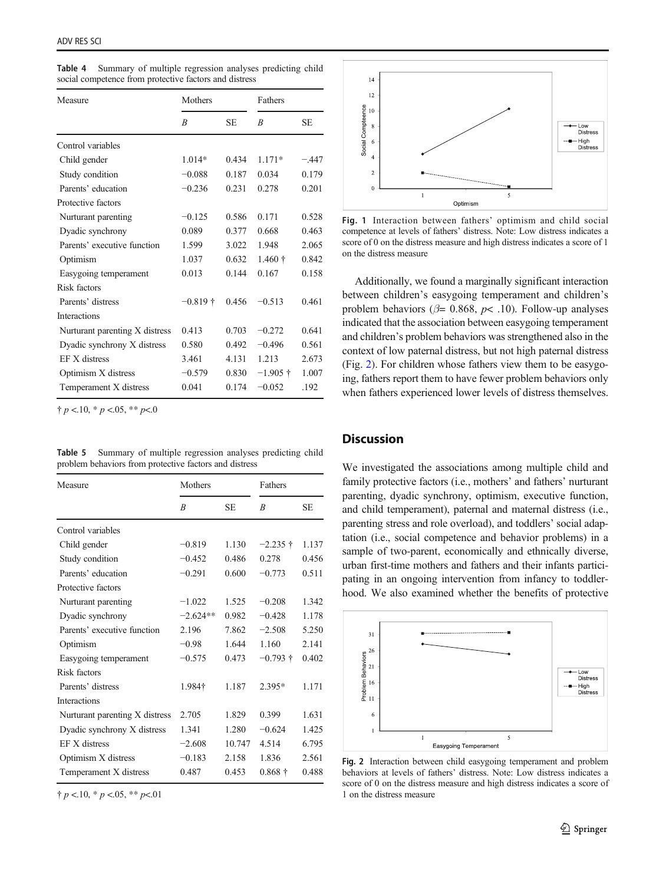**Table 4** Summary of multiple regression analyses predicting child social competence from protective factors and distress

| Measure | Mothers | | Fathers | |
|---|---|---|---|---|
| | *B* | SE | *B* | SE |
| Control variables | | | | |
| Child gender | 1.014* | 0.434 | 1.171* | −.447 |
| Study condition | −0.088 | 0.187 | 0.034 | 0.179 |
| Parents' education | −0.236 | 0.231 | 0.278 | 0.201 |
| Protective factors | | | | |
| Nurturant parenting | −0.125 | 0.586 | 0.171 | 0.528 |
| Dyadic synchrony | 0.089 | 0.377 | 0.668 | 0.463 |
| Parents' executive function | 1.599 | 3.022 | 1.948 | 2.065 |
| Optimism | 1.037 | 0.632 | 1.460 † | 0.842 |
| Easygoing temperament | 0.013 | 0.144 | 0.167 | 0.158 |
| Risk factors | | | | |
| Parents' distress | −0.819 † | 0.456 | −0.513 | 0.461 |
| Interactions | | | | |
| Nurturant parenting X distress | 0.413 | 0.703 | −0.272 | 0.641 |
| Dyadic synchrony X distress | 0.580 | 0.492 | −0.496 | 0.561 |
| EF X distress | 3.461 | 4.131 | 1.213 | 2.673 |
| Optimism X distress | −0.579 | 0.830 | −1.905 † | 1.007 |
| Temperament X distress | 0.041 | 0.174 | −0.052 | .192 |

† $p$ <.10, * $p$ <.05, ** $p$<.0

**Table 5** Summary of multiple regression analyses predicting child problem behaviors from protective factors and distress

| Measure | Mothers | | Fathers | |
|---|---|---|---|---|
| | *B* | SE | *B* | SE |
| Control variables | | | | |
| Child gender | −0.819 | 1.130 | −2.235 † | 1.137 |
| Study condition | −0.452 | 0.486 | 0.278 | 0.456 |
| Parents' education | −0.291 | 0.600 | −0.773 | 0.511 |
| Protective factors | | | | |
| Nurturant parenting | −1.022 | 1.525 | −0.208 | 1.342 |
| Dyadic synchrony | −2.624** | 0.982 | −0.428 | 1.178 |
| Parents' executive function | 2.196 | 7.862 | −2.508 | 5.250 |
| Optimism | −0.98 | 1.644 | 1.160 | 2.141 |
| Easygoing temperament | −0.575 | 0.473 | −0.793 † | 0.402 |
| Risk factors | | | | |
| Parents' distress | 1.984† | 1.187 | 2.395* | 1.171 |
| Interactions | | | | |
| Nurturant parenting X distress | 2.705 | 1.829 | 0.399 | 1.631 |
| Dyadic synchrony X distress | 1.341 | 1.280 | −0.624 | 1.425 |
| EF X distress | −2.608 | 10.747 | 4.514 | 6.795 |
| Optimism X distress | −0.183 | 2.158 | 1.836 | 2.561 |
| Temperament X distress | 0.487 | 0.453 | 0.868 † | 0.488 |

† $p$ <.10, * $p$ <.05, ** $p$<.01

**Fig. 1** Interaction between fathers' optimism and child social competence at levels of fathers' distress. Note: Low distress indicates a score of 0 on the distress measure and high distress indicates a score of 1 on the distress measure

Additionally, we found a marginally significant interaction between children's easygoing temperament and children's problem behaviors ($\beta$= 0.868, $p$< .10). Follow-up analyses indicated that the association between easygoing temperament and children's problem behaviors was strengthened also in the context of low paternal distress, but not high paternal distress (Fig. 2). For children whose fathers view them to be easygoing, fathers report them to have fewer problem behaviors only when fathers experienced lower levels of distress themselves.

## Discussion

We investigated the associations among multiple child and family protective factors (i.e., mothers' and fathers' nurturant parenting, dyadic synchrony, optimism, executive function, and child temperament), paternal and maternal distress (i.e., parenting stress and role overload), and toddlers' social adaptation (i.e., social competence and behavior problems) in a sample of two-parent, economically and ethnically diverse, urban first-time mothers and fathers and their infants participating in an ongoing intervention from infancy to toddlerhood. We also examined whether the benefits of protective

**Fig. 2** Interaction between child easygoing temperament and problem behaviors at levels of fathers' distress. Note: Low distress indicates a score of 0 on the distress measure and high distress indicates a score of 1 on the distress measure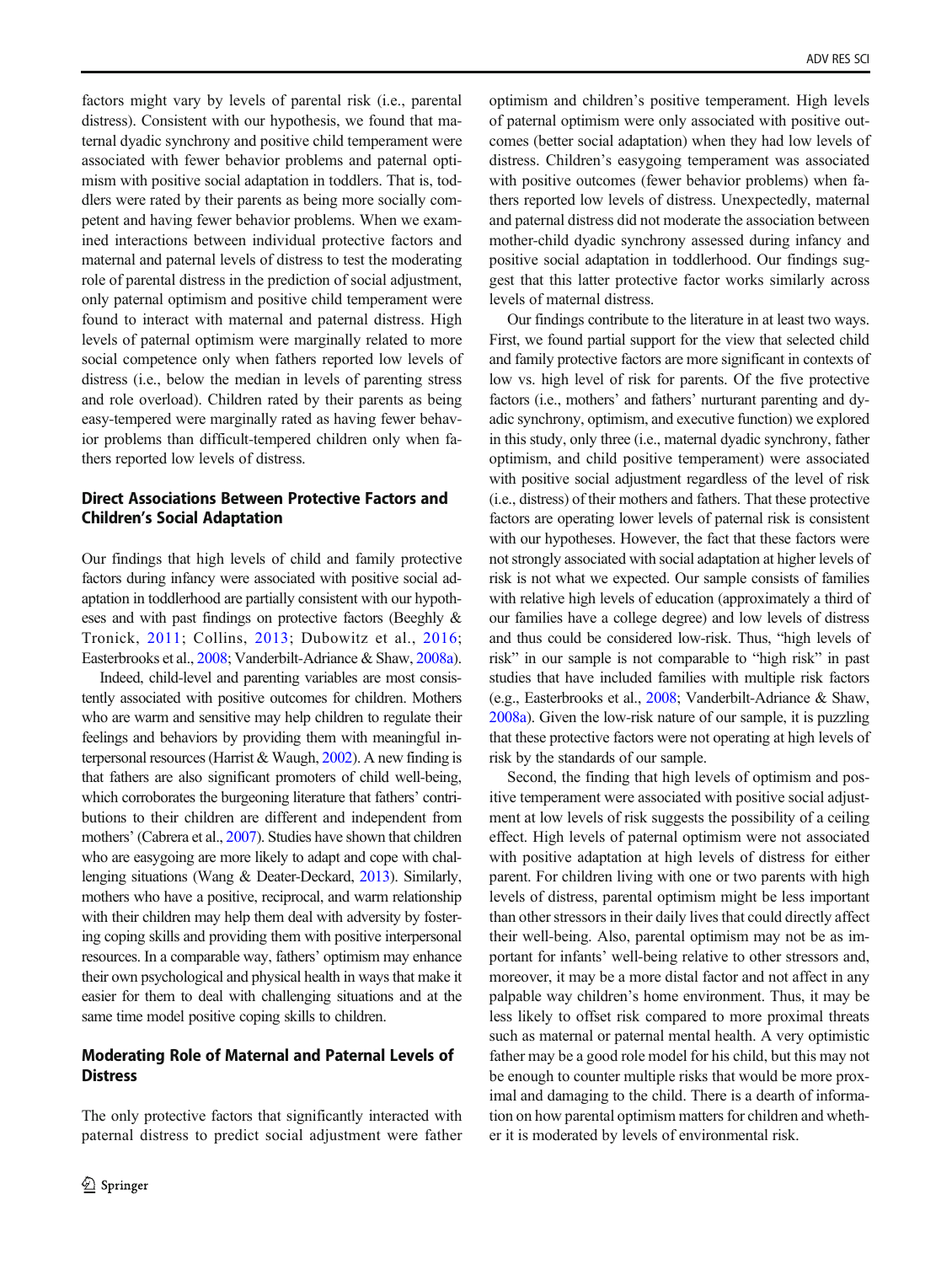factors might vary by levels of parental risk (i.e., parental distress). Consistent with our hypothesis, we found that maternal dyadic synchrony and positive child temperament were associated with fewer behavior problems and paternal optimism with positive social adaptation in toddlers. That is, toddlers were rated by their parents as being more socially competent and having fewer behavior problems. When we examined interactions between individual protective factors and maternal and paternal levels of distress to test the moderating role of parental distress in the prediction of social adjustment, only paternal optimism and positive child temperament were found to interact with maternal and paternal distress. High levels of paternal optimism were marginally related to more social competence only when fathers reported low levels of distress (i.e., below the median in levels of parenting stress and role overload). Children rated by their parents as being easy-tempered were marginally rated as having fewer behavior problems than difficult-tempered children only when fathers reported low levels of distress.

## Direct Associations Between Protective Factors and Children's Social Adaptation

Our findings that high levels of child and family protective factors during infancy were associated with positive social adaptation in toddlerhood are partially consistent with our hypotheses and with past findings on protective factors (Beeghly & Tronick, 2011; Collins, 2013; Dubowitz et al., 2016; Easterbrooks et al., 2008; Vanderbilt-Adriance & Shaw, 2008a).

Indeed, child-level and parenting variables are most consistently associated with positive outcomes for children. Mothers who are warm and sensitive may help children to regulate their feelings and behaviors by providing them with meaningful interpersonal resources (Harrist & Waugh, 2002). A new finding is that fathers are also significant promoters of child well-being, which corroborates the burgeoning literature that fathers' contributions to their children are different and independent from mothers' (Cabrera et al., 2007). Studies have shown that children who are easygoing are more likely to adapt and cope with challenging situations (Wang & Deater-Deckard, 2013). Similarly, mothers who have a positive, reciprocal, and warm relationship with their children may help them deal with adversity by fostering coping skills and providing them with positive interpersonal resources. In a comparable way, fathers' optimism may enhance their own psychological and physical health in ways that make it easier for them to deal with challenging situations and at the same time model positive coping skills to children.

## Moderating Role of Maternal and Paternal Levels of Distress

The only protective factors that significantly interacted with paternal distress to predict social adjustment were father optimism and children's positive temperament. High levels of paternal optimism were only associated with positive outcomes (better social adaptation) when they had low levels of distress. Children's easygoing temperament was associated with positive outcomes (fewer behavior problems) when fathers reported low levels of distress. Unexpectedly, maternal and paternal distress did not moderate the association between mother-child dyadic synchrony assessed during infancy and positive social adaptation in toddlerhood. Our findings suggest that this latter protective factor works similarly across levels of maternal distress.

Our findings contribute to the literature in at least two ways. First, we found partial support for the view that selected child and family protective factors are more significant in contexts of low vs. high level of risk for parents. Of the five protective factors (i.e., mothers' and fathers' nurturant parenting and dyadic synchrony, optimism, and executive function) we explored in this study, only three (i.e., maternal dyadic synchrony, father optimism, and child positive temperament) were associated with positive social adjustment regardless of the level of risk (i.e., distress) of their mothers and fathers. That these protective factors are operating lower levels of paternal risk is consistent with our hypotheses. However, the fact that these factors were not strongly associated with social adaptation at higher levels of risk is not what we expected. Our sample consists of families with relative high levels of education (approximately a third of our families have a college degree) and low levels of distress and thus could be considered low-risk. Thus, "high levels of risk" in our sample is not comparable to "high risk" in past studies that have included families with multiple risk factors (e.g., Easterbrooks et al., 2008; Vanderbilt-Adriance & Shaw, 2008a). Given the low-risk nature of our sample, it is puzzling that these protective factors were not operating at high levels of risk by the standards of our sample.

Second, the finding that high levels of optimism and positive temperament were associated with positive social adjustment at low levels of risk suggests the possibility of a ceiling effect. High levels of paternal optimism were not associated with positive adaptation at high levels of distress for either parent. For children living with one or two parents with high levels of distress, parental optimism might be less important than other stressors in their daily lives that could directly affect their well-being. Also, parental optimism may not be as important for infants' well-being relative to other stressors and, moreover, it may be a more distal factor and not affect in any palpable way children's home environment. Thus, it may be less likely to offset risk compared to more proximal threats such as maternal or paternal mental health. A very optimistic father may be a good role model for his child, but this may not be enough to counter multiple risks that would be more proximal and damaging to the child. There is a dearth of information on how parental optimism matters for children and whether it is moderated by levels of environmental risk.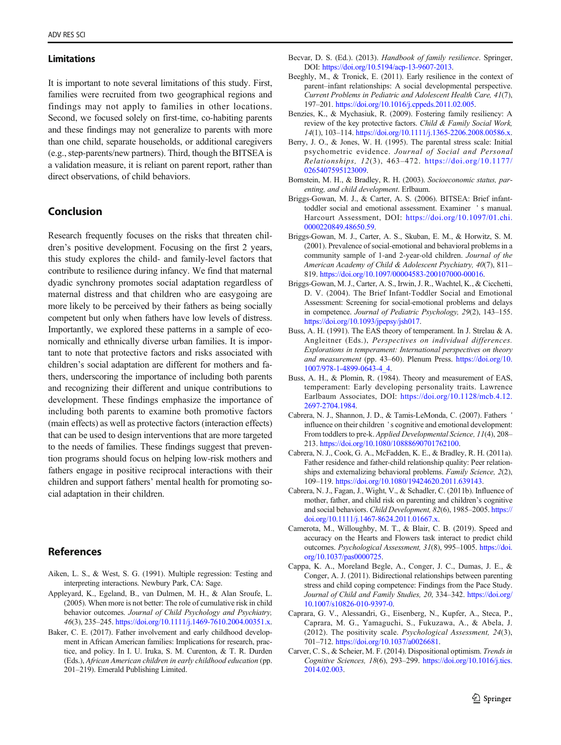## Limitations

It is important to note several limitations of this study. First, families were recruited from two geographical regions and findings may not apply to families in other locations. Second, we focused solely on first-time, co-habiting parents and these findings may not generalize to parents with more than one child, separate households, or additional caregivers (e.g., step-parents/new partners). Third, though the BITSEA is a validation measure, it is reliant on parent report, rather than direct observations, of child behaviors.

## Conclusion

Research frequently focuses on the risks that threaten children's positive development. Focusing on the first 2 years, this study explores the child- and family-level factors that contribute to resilience during infancy. We find that maternal dyadic synchrony promotes social adaptation regardless of maternal distress and that children who are easygoing are more likely to be perceived by their fathers as being socially competent but only when fathers have low levels of distress. Importantly, we explored these patterns in a sample of economically and ethnically diverse urban families. It is important to note that protective factors and risks associated with children's social adaptation are different for mothers and fathers, underscoring the importance of including both parents and recognizing their different and unique contributions to development. These findings emphasize the importance of including both parents to examine both promotive factors (main effects) as well as protective factors (interaction effects) that can be used to design interventions that are more targeted to the needs of families. These findings suggest that prevention programs should focus on helping low-risk mothers and fathers engage in positive reciprocal interactions with their children and support fathers' mental health for promoting social adaptation in their children.

## References

Aiken, L. S., & West, S. G. (1991). Multiple regression: Testing and interpreting interactions. Newbury Park, CA: Sage.

Appleyard, K., Egeland, B., van Dulmen, M. H., & Alan Sroufe, L. (2005). When more is not better: The role of cumulative risk in child behavior outcomes. *Journal of Child Psychology and Psychiatry, 46*(3), 235–245. https://doi.org/10.1111/j.1469-7610.2004.00351.x.

Baker, C. E. (2017). Father involvement and early childhood development in African American families: Implications for research, practice, and policy. In I. U. Iruka, S. M. Curenton, & T. R. Durden (Eds.), *African American children in early childhood education* (pp. 201–219). Emerald Publishing Limited.

Becvar, D. S. (Ed.). (2013). *Handbook of family resilience*. Springer, DOI: https://doi.org/10.5194/acp-13-9607-2013.

Beeghly, M., & Tronick, E. (2011). Early resilience in the context of parent–infant relationships: A social developmental perspective. *Current Problems in Pediatric and Adolescent Health Care, 41*(7), 197–201. https://doi.org/10.1016/j.cppeds.2011.02.005.

Benzies, K., & Mychasiuk, R. (2009). Fostering family resiliency: A review of the key protective factors. *Child & Family Social Work, 14*(1), 103–114. https://doi.org/10.1111/j.1365-2206.2008.00586.x.

Berry, J. O., & Jones, W. H. (1995). The parental stress scale: Initial psychometric evidence. *Journal of Social and Personal Relationships, 12*(3), 463–472. https://doi.org/10.1177/0265407595123009.

Bornstein, M. H., & Bradley, R. H. (2003). *Socioeconomic status, parenting, and child development*. Erlbaum.

Briggs-Gowan, M. J., & Carter, A. S. (2006). BITSEA: Brief infant-toddler social and emotional assessment. Examiner ' s manual. Harcourt Assessment, DOI: https://doi.org/10.1097/01.chi.0000220849.48650.59.

Briggs-Gowan, M. J., Carter, A. S., Skuban, E. M., & Horwitz, S. M. (2001). Prevalence of social-emotional and behavioral problems in a community sample of 1-and 2-year-old children. *Journal of the American Academy of Child & Adolescent Psychiatry, 40*(7), 811–819. https://doi.org/10.1097/00004583-200107000-00016.

Briggs-Gowan, M. J., Carter, A. S., Irwin, J. R., Wachtel, K., & Cicchetti, D. V. (2004). The Brief Infant-Toddler Social and Emotional Assessment: Screening for social-emotional problems and delays in competence. *Journal of Pediatric Psychology, 29*(2), 143–155. https://doi.org/10.1093/jpepsy/jsh017.

Buss, A. H. (1991). The EAS theory of temperament. In J. Strelau & A. Angleitner (Eds.), *Perspectives on individual differences. Explorations in temperament: International perspectives on theory and measurement* (pp. 43–60). Plenum Press. https://doi.org/10.1007/978-1-4899-0643-4_4.

Buss, A. H., & Plomin, R. (1984). Theory and measurement of EAS, temperament: Early developing personality traits. Lawrence Earlbaum Associates, DOI: https://doi.org/10.1128/mcb.4.12.2697-2704.1984.

Cabrera, N. J., Shannon, J. D., & Tamis-LeMonda, C. (2007). Fathers ' influence on their children ' s cognitive and emotional development: From toddlers to pre-k. *Applied Developmental Science, 11*(4), 208–213. https://doi.org/10.1080/10888690701762100.

Cabrera, N. J., Cook, G. A., McFadden, K. E., & Bradley, R. H. (2011a). Father residence and father-child relationship quality: Peer relationships and externalizing behavioral problems. *Family Science, 2*(2), 109–119. https://doi.org/10.1080/19424620.2011.639143.

Cabrera, N. J., Fagan, J., Wight, V., & Schadler, C. (2011b). Influence of mother, father, and child risk on parenting and children's cognitive and social behaviors. *Child Development, 82*(6), 1985–2005. https://doi.org/10.1111/j.1467-8624.2011.01667.x.

Camerota, M., Willoughby, M. T., & Blair, C. B. (2019). Speed and accuracy on the Hearts and Flowers task interact to predict child outcomes. *Psychological Assessment, 31*(8), 995–1005. https://doi.org/10.1037/pas0000725.

Cappa, K. A., Moreland Begle, A., Conger, J. C., Dumas, J. E., & Conger, A. J. (2011). Bidirectional relationships between parenting stress and child coping competence: Findings from the Pace Study. *Journal of Child and Family Studies, 20*, 334–342. https://doi.org/10.1007/s10826-010-9397-0.

Caprara, G. V., Alessandri, G., Eisenberg, N., Kupfer, A., Steca, P., Caprara, M. G., Yamaguchi, S., Fukuzawa, A., & Abela, J. (2012). The positivity scale. *Psychological Assessment, 24*(3), 701–712. https://doi.org/10.1037/a0026681.

Carver, C. S., & Scheier, M. F. (2014). Dispositional optimism. *Trends in Cognitive Sciences, 18*(6), 293–299. https://doi.org/10.1016/j.tics.2014.02.003.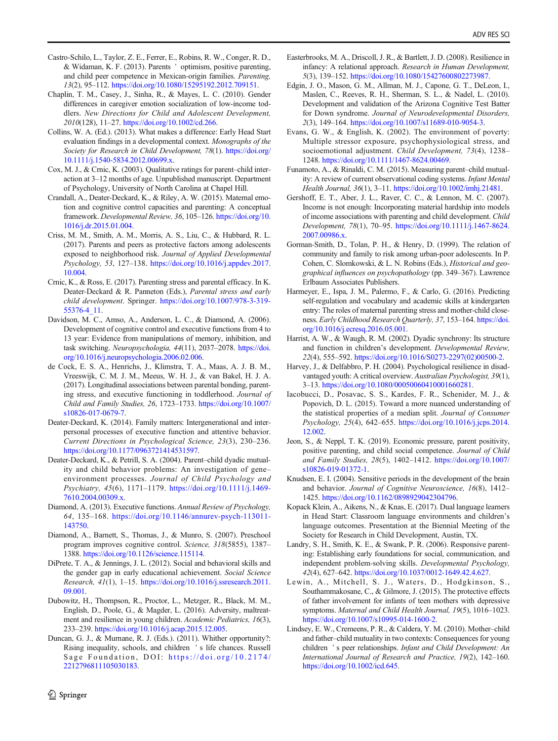Castro-Schilo, L., Taylor, Z. E., Ferrer, E., Robins, R. W., Conger, R. D., & Widaman, K. F. (2013). Parents ' optimism, positive parenting, and child peer competence in Mexican-origin families. *Parenting, 13*(2), 95–112. https://doi.org/10.1080/15295192.2012.709151.

Chaplin, T. M., Casey, J., Sinha, R., & Mayes, L. C. (2010). Gender differences in caregiver emotion socialization of low-income toddlers. *New Directions for Child and Adolescent Development, 2010*(128), 11–27. https://doi.org/10.1002/cd.266.

Collins, W. A. (Ed.). (2013). What makes a difference: Early Head Start evaluation findings in a developmental context. *Monographs of the Society for Research in Child Development, 78*(1). https://doi.org/10.1111/j.1540-5834.2012.00699.x.

Cox, M. J., & Crnic, K. (2003). Qualitative ratings for parent–child interaction at 3–12 months of age. Unpublished manuscript. Department of Psychology, University of North Carolina at Chapel Hill.

Crandall, A., Deater-Deckard, K., & Riley, A. W. (2015). Maternal emotion and cognitive control capacities and parenting: A conceptual framework. *Developmental Review, 36*, 105–126. https://doi.org/10.1016/j.dr.2015.01.004.

Criss, M. M., Smith, A. M., Morris, A. S., Liu, C., & Hubbard, R. L. (2017). Parents and peers as protective factors among adolescents exposed to neighborhood risk. *Journal of Applied Developmental Psychology, 53*, 127–138. https://doi.org/10.1016/j.appdev.2017.10.004.

Crnic, K., & Ross, E. (2017). Parenting stress and parental efficacy. In K. Deater-Deckard & R. Panneton (Eds.), *Parental stress and early child development*. Springer. https://doi.org/10.1007/978-3-319-55376-4_11.

Davidson, M. C., Amso, A., Anderson, L. C., & Diamond, A. (2006). Development of cognitive control and executive functions from 4 to 13 year: Evidence from manipulations of memory, inhibition, and task switching. *Neuropsychologia, 44*(11), 2037–2078. https://doi.org/10.1016/j.neuropsychologia.2006.02.006.

de Cock, E. S. A., Henrichs, J., Klimstra, T. A., Maas, A. J. B. M., Vreeswijk, C. M. J. M., Meeus, W. H. J., & van Bakel, H. J. A. (2017). Longitudinal associations between parental bonding, parenting stress, and executive functioning in toddlerhood. *Journal of Child and Family Studies, 26*, 1723–1733. https://doi.org/10.1007/s10826-017-0679-7.

Deater-Deckard, K. (2014). Family matters: Intergenerational and interpersonal processes of executive function and attentive behavior. *Current Directions in Psychological Science, 23*(3), 230–236. https://doi.org/10.1177/0963721414531597.

Deater-Deckard, K., & Petrill, S. A. (2004). Parent–child dyadic mutuality and child behavior problems: An investigation of gene–environment processes. *Journal of Child Psychology and Psychiatry, 45*(6), 1171–1179. https://doi.org/10.1111/j.1469-7610.2004.00309.x.

Diamond, A. (2013). Executive functions. *Annual Review of Psychology, 64*, 135–168. https://doi.org/10.1146/annurev-psych-113011-143750.

Diamond, A., Barnett, S., Thomas, J., & Munro, S. (2007). Preschool program improves cognitive control. *Science, 318*(5855), 1387–1388. https://doi.org/10.1126/science.115114.

DiPrete, T. A., & Jennings, J. L. (2012). Social and behavioral skills and the gender gap in early educational achievement. *Social Science Research, 41*(1), 1–15. https://doi.org/10.1016/j.ssresearch.2011.09.001.

Dubowitz, H., Thompson, R., Proctor, L., Metzger, R., Black, M. M., English, D., Poole, G., & Magder, L. (2016). Adversity, maltreatment and resilience in young children. *Academic Pediatrics, 16*(3), 233–239. https://doi.org/10.1016/j.acap.2015.12.005.

Duncan, G. J., & Murnane, R. J. (Eds.). (2011). Whither opportunity?: Rising inequality, schools, and children ' s life chances. Russell Sage Foundation, DOI: https://doi.org/10.2174/2212796811105030183.

Easterbrooks, M. A., Driscoll, J. R., & Bartlett, J. D. (2008). Resilience in infancy: A relational approach. *Research in Human Development, 5*(3), 139–152. https://doi.org/10.1080/15427600802273987.

Edgin, J. O., Mason, G. M., Allman, M. J., Capone, G. T., DeLeon, I., Maslen, C., Reeves, R. H., Sherman, S. L., & Nadel, L. (2010). Development and validation of the Arizona Cognitive Test Batter for Down syndrome. *Journal of Neurodevelopmental Disorders, 2*(3), 149–164. https://doi.org/10.1007/s11689-010-9054-3.

Evans, G. W., & English, K. (2002). The environment of poverty: Multiple stressor exposure, psychophysiological stress, and socioemotional adjustment. *Child Development, 73*(4), 1238–1248. https://doi.org/10.1111/1467-8624.00469.

Funamoto, A., & Rinaldi, C. M. (2015). Measuring parent–child mutuality: A review of current observational coding systems. *Infant Mental Health Journal, 36*(1), 3–11. https://doi.org/10.1002/imhj.21481.

Gershoff, E. T., Aber, J. L., Raver, C. C., & Lennon, M. C. (2007). Income is not enough: Incorporating material hardship into models of income associations with parenting and child development. *Child Development, 78*(1), 70–95. https://doi.org/10.1111/j.1467-8624.2007.00986.x.

Gorman-Smith, D., Tolan, P. H., & Henry, D. (1999). The relation of community and family to risk among urban-poor adolescents. In P. Cohen, C. Slomkowski, & L. N. Robins (Eds.), *Historical and geographical influences on psychopathology* (pp. 349–367). Lawrence Erlbaum Associates Publishers.

Harmeyer, E., Ispa, J. M., Palermo, F., & Carlo, G. (2016). Predicting self-regulation and vocabulary and academic skills at kindergarten entry: The roles of maternal parenting stress and mother-child closeness. *Early Childhood Research Quarterly, 37*, 153–164. https://doi.org/10.1016/j.ecresq.2016.05.001.

Harrist, A. W., & Waugh, R. M. (2002). Dyadic synchrony: Its structure and function in children's development. *Developmental Review, 22*(4), 555–592. https://doi.org/10.1016/S0273-2297(02)00500-2.

Harvey, J., & Delfabbro, P. H. (2004). Psychological resilience in disadvantaged youth: A critical overview. *Australian Psychologist, 39*(1), 3–13. https://doi.org/10.1080/00050060410001660281.

Iacobucci, D., Posavac, S. S., Kardes, F. R., Schenider, M. J., & Popovich, D. L. (2015). Toward a more nuanced understanding of the statistical properties of a median split. *Journal of Consumer Psychology, 25*(4), 642–655. https://doi.org/10.1016/j.jcps.2014.12.002.

Jeon, S., & Neppl, T. K. (2019). Economic pressure, parent positivity, positive parenting, and child social competence. *Journal of Child and Family Studies, 28*(5), 1402–1412. https://doi.org/10.1007/s10826-019-01372-1.

Knudsen, E. I. (2004). Sensitive periods in the development of the brain and behavior. *Journal of Cognitive Neuroscience, 16*(8), 1412–1425. https://doi.org/10.1162/0898929042304796.

Kopack Klein, A., Aikens, N., & Knas, E. (2017). Dual language learners in Head Start: Classroom language environments and children's language outcomes. Presentation at the Biennial Meeting of the Society for Research in Child Development, Austin, TX.

Landry, S. H., Smith, K. E., & Swank, P. R. (2006). Responsive parenting: Establishing early foundations for social, communication, and independent problem-solving skills. *Developmental Psychology, 42*(4), 627–642. https://doi.org/10.1037/0012-1649.42.4.627.

Lewin, A., Mitchell, S. J., Waters, D., Hodgkinson, S., Southammakosane, C., & Gilmore, J. (2015). The protective effects of father involvement for infants of teen mothers with depressive symptoms. *Maternal and Child Health Journal, 19*(5), 1016–1023. https://doi.org/10.1007/s10995-014-1600-2.

Lindsey, E. W., Cremeens, P. R., & Caldera, Y. M. (2010). Mother–child and father–child mutuality in two contexts: Consequences for young children ' s peer relationships. *Infant and Child Development: An International Journal of Research and Practice, 19*(2), 142–160. https://doi.org/10.1002/icd.645.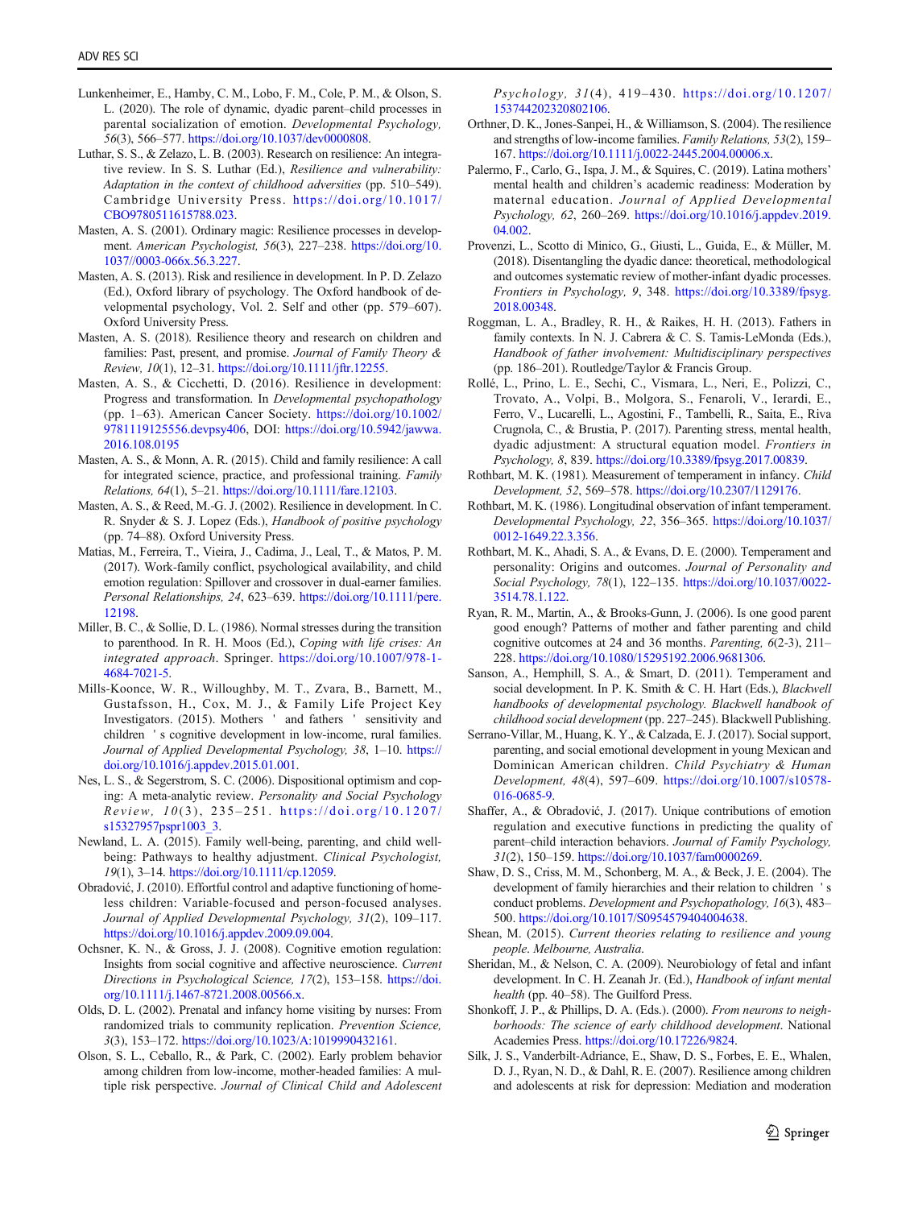Lunkenheimer, E., Hamby, C. M., Lobo, F. M., Cole, P. M., & Olson, S. L. (2020). The role of dynamic, dyadic parent–child processes in parental socialization of emotion. *Developmental Psychology, 56*(3), 566–577. https://doi.org/10.1037/dev0000808.

Luthar, S. S., & Zelazo, L. B. (2003). Research on resilience: An integrative review. In S. S. Luthar (Ed.), *Resilience and vulnerability: Adaptation in the context of childhood adversities* (pp. 510–549). Cambridge University Press. https://doi.org/10.1017/CBO9780511615788.023.

Masten, A. S. (2001). Ordinary magic: Resilience processes in development. *American Psychologist, 56*(3), 227–238. https://doi.org/10.1037//0003-066x.56.3.227.

Masten, A. S. (2013). Risk and resilience in development. In P. D. Zelazo (Ed.), Oxford library of psychology. The Oxford handbook of developmental psychology, Vol. 2. Self and other (pp. 579–607). Oxford University Press.

Masten, A. S. (2018). Resilience theory and research on children and families: Past, present, and promise. *Journal of Family Theory & Review, 10*(1), 12–31. https://doi.org/10.1111/jftr.12255.

Masten, A. S., & Cicchetti, D. (2016). Resilience in development: Progress and transformation. In *Developmental psychopathology* (pp. 1–63). American Cancer Society. https://doi.org/10.1002/9781119125556.devpsy406, DOI: https://doi.org/10.5942/jawwa.2016.108.0195

Masten, A. S., & Monn, A. R. (2015). Child and family resilience: A call for integrated science, practice, and professional training. *Family Relations, 64*(1), 5–21. https://doi.org/10.1111/fare.12103.

Masten, A. S., & Reed, M.-G. J. (2002). Resilience in development. In C. R. Snyder & S. J. Lopez (Eds.), *Handbook of positive psychology* (pp. 74–88). Oxford University Press.

Matias, M., Ferreira, T., Vieira, J., Cadima, J., Leal, T., & Matos, P. M. (2017). Work-family conflict, psychological availability, and child emotion regulation: Spillover and crossover in dual-earner families. *Personal Relationships, 24*, 623–639. https://doi.org/10.1111/pere.12198.

Miller, B. C., & Sollie, D. L. (1986). Normal stresses during the transition to parenthood. In R. H. Moos (Ed.), *Coping with life crises: An integrated approach*. Springer. https://doi.org/10.1007/978-1-4684-7021-5.

Mills-Koonce, W. R., Willoughby, M. T., Zvara, B., Barnett, M., Gustafsson, H., Cox, M. J., & Family Life Project Key Investigators. (2015). Mothers ' and fathers ' sensitivity and children ' s cognitive development in low-income, rural families. *Journal of Applied Developmental Psychology, 38*, 1–10. https://doi.org/10.1016/j.appdev.2015.01.001.

Nes, L. S., & Segerstrom, S. C. (2006). Dispositional optimism and coping: A meta-analytic review. *Personality and Social Psychology Review, 10*(3), 235–251. https://doi.org/10.1207/s15327957pspr1003_3.

Newland, L. A. (2015). Family well-being, parenting, and child well-being: Pathways to healthy adjustment. *Clinical Psychologist, 19*(1), 3–14. https://doi.org/10.1111/cp.12059.

Obradović, J. (2010). Effortful control and adaptive functioning of homeless children: Variable-focused and person-focused analyses. *Journal of Applied Developmental Psychology, 31*(2), 109–117. https://doi.org/10.1016/j.appdev.2009.09.004.

Ochsner, K. N., & Gross, J. J. (2008). Cognitive emotion regulation: Insights from social cognitive and affective neuroscience. *Current Directions in Psychological Science, 17*(2), 153–158. https://doi.org/10.1111/j.1467-8721.2008.00566.x.

Olds, D. L. (2002). Prenatal and infancy home visiting by nurses: From randomized trials to community replication. *Prevention Science, 3*(3), 153–172. https://doi.org/10.1023/A:1019990432161.

Olson, S. L., Ceballo, R., & Park, C. (2002). Early problem behavior among children from low-income, mother-headed families: A multiple risk perspective. *Journal of Clinical Child and Adolescent Psychology, 31*(4), 419–430. https://doi.org/10.1207/153744202320802106.

Orthner, D. K., Jones-Sanpei, H., & Williamson, S. (2004). The resilience and strengths of low-income families. *Family Relations, 53*(2), 159–167. https://doi.org/10.1111/j.0022-2445.2004.00006.x.

Palermo, F., Carlo, G., Ispa, J. M., & Squires, C. (2019). Latina mothers' mental health and children's academic readiness: Moderation by maternal education. *Journal of Applied Developmental Psychology, 62*, 260–269. https://doi.org/10.1016/j.appdev.2019.04.002.

Provenzi, L., Scotto di Minico, G., Giusti, L., Guida, E., & Müller, M. (2018). Disentangling the dyadic dance: theoretical, methodological and outcomes systematic review of mother-infant dyadic processes. *Frontiers in Psychology, 9*, 348. https://doi.org/10.3389/fpsyg.2018.00348.

Roggman, L. A., Bradley, R. H., & Raikes, H. H. (2013). Fathers in family contexts. In N. J. Cabrera & C. S. Tamis-LeMonda (Eds.), *Handbook of father involvement: Multidisciplinary perspectives* (pp. 186–201). Routledge/Taylor & Francis Group.

Rollé, L., Prino, L. E., Sechi, C., Vismara, L., Neri, E., Polizzi, C., Trovato, A., Volpi, B., Molgora, S., Fenaroli, V., Ierardi, E., Ferro, V., Lucarelli, L., Agostini, F., Tambelli, R., Saita, E., Riva Crugnola, C., & Brustia, P. (2017). Parenting stress, mental health, dyadic adjustment: A structural equation model. *Frontiers in Psychology, 8*, 839. https://doi.org/10.3389/fpsyg.2017.00839.

Rothbart, M. K. (1981). Measurement of temperament in infancy. *Child Development, 52*, 569–578. https://doi.org/10.2307/1129176.

Rothbart, M. K. (1986). Longitudinal observation of infant temperament. *Developmental Psychology, 22*, 356–365. https://doi.org/10.1037/0012-1649.22.3.356.

Rothbart, M. K., Ahadi, S. A., & Evans, D. E. (2000). Temperament and personality: Origins and outcomes. *Journal of Personality and Social Psychology, 78*(1), 122–135. https://doi.org/10.1037/0022-3514.78.1.122.

Ryan, R. M., Martin, A., & Brooks-Gunn, J. (2006). Is one good parent good enough? Patterns of mother and father parenting and child cognitive outcomes at 24 and 36 months. *Parenting, 6*(2-3), 211–228. https://doi.org/10.1080/15295192.2006.9681306.

Sanson, A., Hemphill, S. A., & Smart, D. (2011). Temperament and social development. In P. K. Smith & C. H. Hart (Eds.), *Blackwell handbooks of developmental psychology. Blackwell handbook of childhood social development* (pp. 227–245). Blackwell Publishing.

Serrano-Villar, M., Huang, K. Y., & Calzada, E. J. (2017). Social support, parenting, and social emotional development in young Mexican and Dominican American children. *Child Psychiatry & Human Development, 48*(4), 597–609. https://doi.org/10.1007/s10578-016-0685-9.

Shaffer, A., & Obradović, J. (2017). Unique contributions of emotion regulation and executive functions in predicting the quality of parent–child interaction behaviors. *Journal of Family Psychology, 31*(2), 150–159. https://doi.org/10.1037/fam0000269.

Shaw, D. S., Criss, M. M., Schonberg, M. A., & Beck, J. E. (2004). The development of family hierarchies and their relation to children ' s conduct problems. *Development and Psychopathology, 16*(3), 483–500. https://doi.org/10.1017/S0954579404004638.

Shean, M. (2015). *Current theories relating to resilience and young people. Melbourne, Australia.*

Sheridan, M., & Nelson, C. A. (2009). Neurobiology of fetal and infant development. In C. H. Zeanah Jr. (Ed.), *Handbook of infant mental health* (pp. 40–58). The Guilford Press.

Shonkoff, J. P., & Phillips, D. A. (Eds.). (2000). *From neurons to neighborhoods: The science of early childhood development*. National Academies Press. https://doi.org/10.17226/9824.

Silk, J. S., Vanderbilt-Adriance, E., Shaw, D. S., Forbes, E. E., Whalen, D. J., Ryan, N. D., & Dahl, R. E. (2007). Resilience among children and adolescents at risk for depression: Mediation and moderation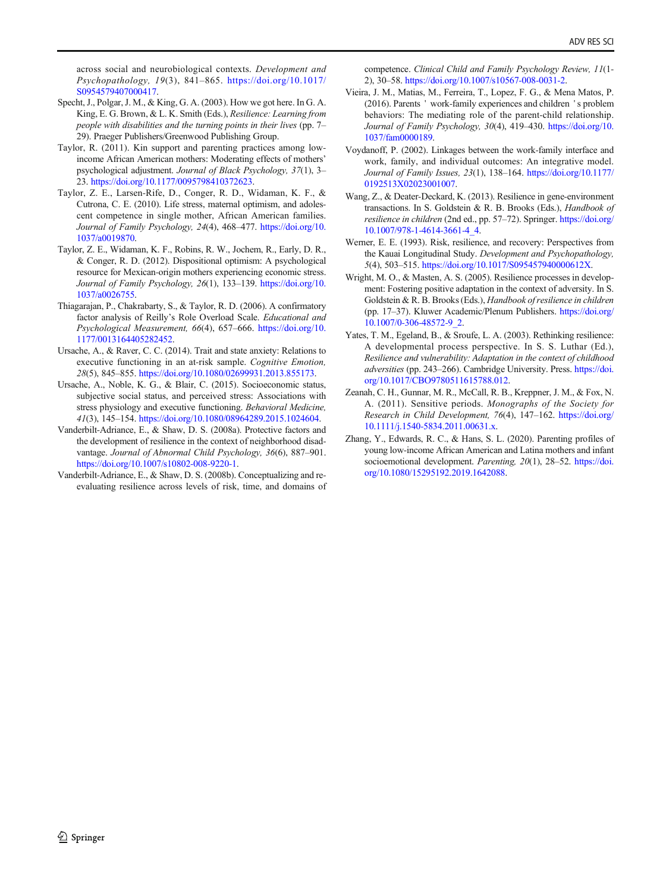across social and neurobiological contexts. *Development and Psychopathology, 19*(3), 841–865. https://doi.org/10.1017/S0954579407000417.

Specht, J., Polgar, J. M., & King, G. A. (2003). How we got here. In G. A. King, E. G. Brown, & L. K. Smith (Eds.), *Resilience: Learning from people with disabilities and the turning points in their lives* (pp. 7–29). Praeger Publishers/Greenwood Publishing Group.

Taylor, R. (2011). Kin support and parenting practices among low-income African American mothers: Moderating effects of mothers' psychological adjustment. *Journal of Black Psychology, 37*(1), 3–23. https://doi.org/10.1177/0095798410372623.

Taylor, Z. E., Larsen-Rife, D., Conger, R. D., Widaman, K. F., & Cutrona, C. E. (2010). Life stress, maternal optimism, and adolescent competence in single mother, African American families. *Journal of Family Psychology, 24*(4), 468–477. https://doi.org/10.1037/a0019870.

Taylor, Z. E., Widaman, K. F., Robins, R. W., Jochem, R., Early, D. R., & Conger, R. D. (2012). Dispositional optimism: A psychological resource for Mexican-origin mothers experiencing economic stress. *Journal of Family Psychology, 26*(1), 133–139. https://doi.org/10.1037/a0026755.

Thiagarajan, P., Chakrabarty, S., & Taylor, R. D. (2006). A confirmatory factor analysis of Reilly's Role Overload Scale. *Educational and Psychological Measurement, 66*(4), 657–666. https://doi.org/10.1177/0013164405282452.

Ursache, A., & Raver, C. C. (2014). Trait and state anxiety: Relations to executive functioning in an at-risk sample. *Cognitive Emotion, 28*(5), 845–855. https://doi.org/10.1080/02699931.2013.855173.

Ursache, A., Noble, K. G., & Blair, C. (2015). Socioeconomic status, subjective social status, and perceived stress: Associations with stress physiology and executive functioning. *Behavioral Medicine, 41*(3), 145–154. https://doi.org/10.1080/08964289.2015.1024604.

Vanderbilt-Adriance, E., & Shaw, D. S. (2008a). Protective factors and the development of resilience in the context of neighborhood disadvantage. *Journal of Abnormal Child Psychology, 36*(6), 887–901. https://doi.org/10.1007/s10802-008-9220-1.

Vanderbilt-Adriance, E., & Shaw, D. S. (2008b). Conceptualizing and re-evaluating resilience across levels of risk, time, and domains of competence. *Clinical Child and Family Psychology Review, 11*(1-2), 30–58. https://doi.org/10.1007/s10567-008-0031-2.

Vieira, J. M., Matias, M., Ferreira, T., Lopez, F. G., & Mena Matos, P. (2016). Parents ' work-family experiences and children ' s problem behaviors: The mediating role of the parent-child relationship. *Journal of Family Psychology, 30*(4), 419–430. https://doi.org/10.1037/fam0000189.

Voydanoff, P. (2002). Linkages between the work-family interface and work, family, and individual outcomes: An integrative model. *Journal of Family Issues, 23*(1), 138–164. https://doi.org/10.1177/0192513X02023001007.

Wang, Z., & Deater-Deckard, K. (2013). Resilience in gene-environment transactions. In S. Goldstein & R. B. Brooks (Eds.), *Handbook of resilience in children* (2nd ed., pp. 57–72). Springer. https://doi.org/10.1007/978-1-4614-3661-4_4.

Werner, E. E. (1993). Risk, resilience, and recovery: Perspectives from the Kauai Longitudinal Study. *Development and Psychopathology, 5*(4), 503–515. https://doi.org/10.1017/S095457940000612X.

Wright, M. O., & Masten, A. S. (2005). Resilience processes in development: Fostering positive adaptation in the context of adversity. In S. Goldstein & R. B. Brooks (Eds.), *Handbook of resilience in children* (pp. 17–37). Kluwer Academic/Plenum Publishers. https://doi.org/10.1007/0-306-48572-9_2.

Yates, T. M., Egeland, B., & Sroufe, L. A. (2003). Rethinking resilience: A developmental process perspective. In S. S. Luthar (Ed.), *Resilience and vulnerability: Adaptation in the context of childhood adversities* (pp. 243–266). Cambridge University. Press. https://doi.org/10.1017/CBO9780511615788.012.

Zeanah, C. H., Gunnar, M. R., McCall, R. B., Kreppner, J. M., & Fox, N. A. (2011). Sensitive periods. *Monographs of the Society for Research in Child Development, 76*(4), 147–162. https://doi.org/10.1111/j.1540-5834.2011.00631.x.

Zhang, Y., Edwards, R. C., & Hans, S. L. (2020). Parenting profiles of young low-income African American and Latina mothers and infant socioemotional development. *Parenting, 20*(1), 28–52. https://doi.org/10.1080/15295192.2019.1642088.